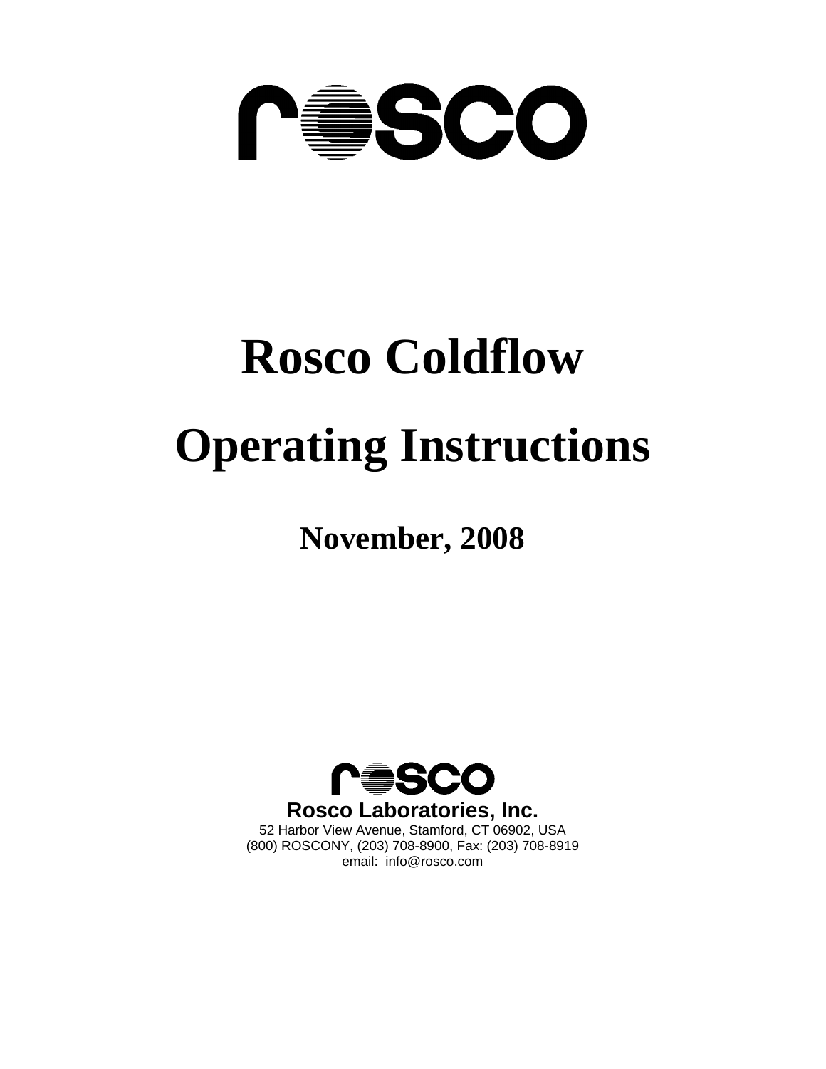rosco

# Rosco Coldflow

# Operating Instructions

## November, 2008

rosco

**Rosco Laboratories, Inc.**
52 Harbor View Avenue, Stamford, CT 06902, USA
(800) ROSCONY, (203) 708-8900, Fax: (203) 708-8919
email: info@rosco.com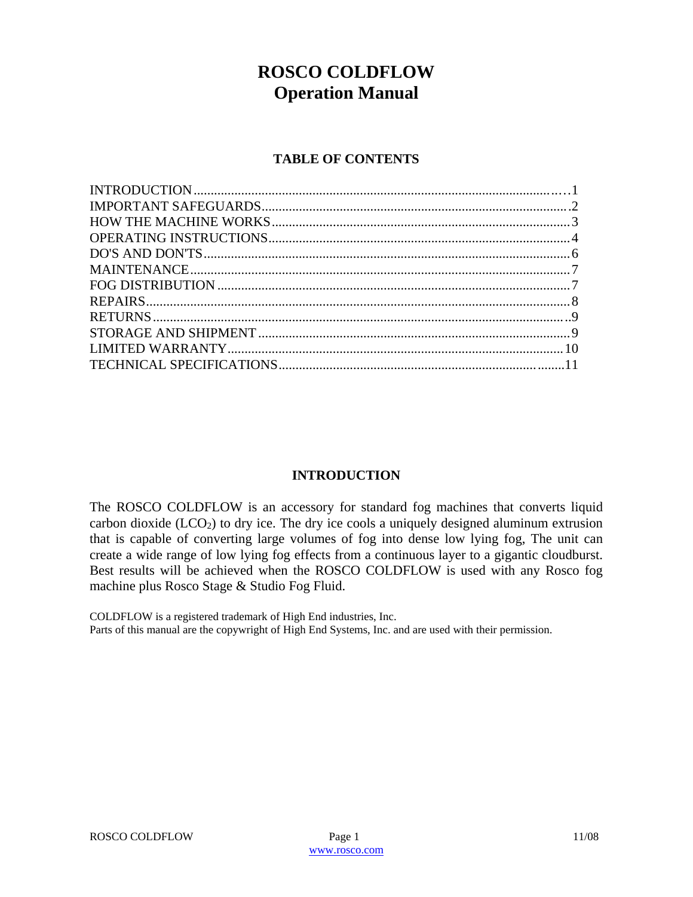# ROSCO COLDFLOW
# Operation Manual

## TABLE OF CONTENTS

| | |
|---|---|
| INTRODUCTION | 1 |
| IMPORTANT SAFEGUARDS | 2 |
| HOW THE MACHINE WORKS | 3 |
| OPERATING INSTRUCTIONS | 4 |
| DO'S AND DON'TS | 6 |
| MAINTENANCE | 7 |
| FOG DISTRIBUTION | 7 |
| REPAIRS | 8 |
| RETURNS | 9 |
| STORAGE AND SHIPMENT | 9 |
| LIMITED WARRANTY | 10 |
| TECHNICAL SPECIFICATIONS | 11 |

## INTRODUCTION

The ROSCO COLDFLOW is an accessory for standard fog machines that converts liquid carbon dioxide ($LCO_2$) to dry ice. The dry ice cools a uniquely designed aluminum extrusion that is capable of converting large volumes of fog into dense low lying fog, The unit can create a wide range of low lying fog effects from a continuous layer to a gigantic cloudburst. Best results will be achieved when the ROSCO COLDFLOW is used with any Rosco fog machine plus Rosco Stage & Studio Fog Fluid.

COLDFLOW is a registered trademark of High End industries, Inc.
Parts of this manual are the copywright of High End Systems, Inc. and are used with their permission.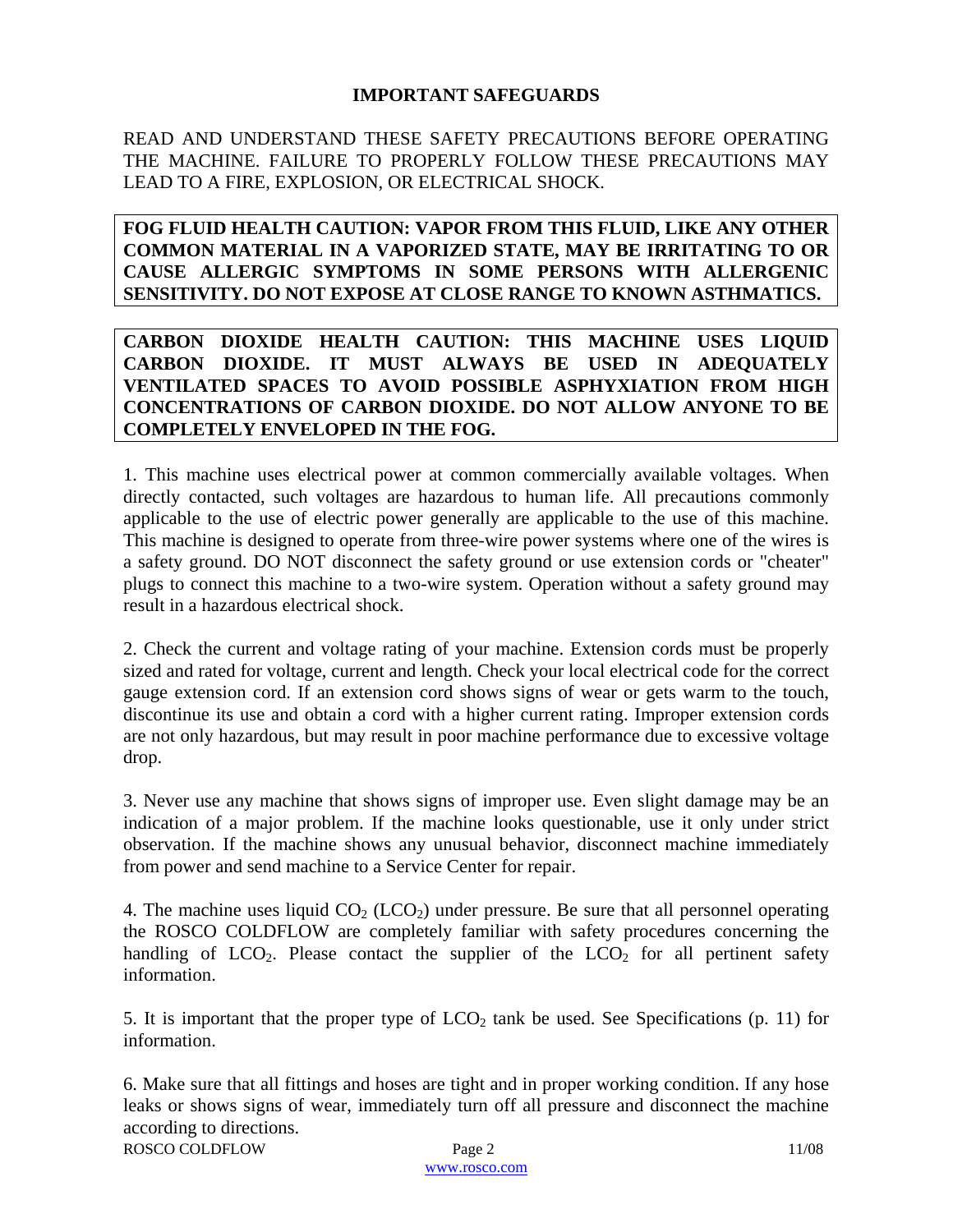## IMPORTANT SAFEGUARDS

READ AND UNDERSTAND THESE SAFETY PRECAUTIONS BEFORE OPERATING THE MACHINE. FAILURE TO PROPERLY FOLLOW THESE PRECAUTIONS MAY LEAD TO A FIRE, EXPLOSION, OR ELECTRICAL SHOCK.

**FOG FLUID HEALTH CAUTION: VAPOR FROM THIS FLUID, LIKE ANY OTHER COMMON MATERIAL IN A VAPORIZED STATE, MAY BE IRRITATING TO OR CAUSE ALLERGIC SYMPTOMS IN SOME PERSONS WITH ALLERGENIC SENSITIVITY. DO NOT EXPOSE AT CLOSE RANGE TO KNOWN ASTHMATICS.**

**CARBON DIOXIDE HEALTH CAUTION: THIS MACHINE USES LIQUID CARBON DIOXIDE. IT MUST ALWAYS BE USED IN ADEQUATELY VENTILATED SPACES TO AVOID POSSIBLE ASPHYXIATION FROM HIGH CONCENTRATIONS OF CARBON DIOXIDE. DO NOT ALLOW ANYONE TO BE COMPLETELY ENVELOPED IN THE FOG.**

1. This machine uses electrical power at common commercially available voltages. When directly contacted, such voltages are hazardous to human life. All precautions commonly applicable to the use of electric power generally are applicable to the use of this machine. This machine is designed to operate from three-wire power systems where one of the wires is a safety ground. DO NOT disconnect the safety ground or use extension cords or "cheater" plugs to connect this machine to a two-wire system. Operation without a safety ground may result in a hazardous electrical shock.

2. Check the current and voltage rating of your machine. Extension cords must be properly sized and rated for voltage, current and length. Check your local electrical code for the correct gauge extension cord. If an extension cord shows signs of wear or gets warm to the touch, discontinue its use and obtain a cord with a higher current rating. Improper extension cords are not only hazardous, but may result in poor machine performance due to excessive voltage drop.

3. Never use any machine that shows signs of improper use. Even slight damage may be an indication of a major problem. If the machine looks questionable, use it only under strict observation. If the machine shows any unusual behavior, disconnect machine immediately from power and send machine to a Service Center for repair.

4. The machine uses liquid $CO_2$ ($LCO_2$) under pressure. Be sure that all personnel operating the ROSCO COLDFLOW are completely familiar with safety procedures concerning the handling of $LCO_2$. Please contact the supplier of the $LCO_2$ for all pertinent safety information.

5. It is important that the proper type of $LCO_2$ tank be used. See Specifications (p. 11) for information.

6. Make sure that all fittings and hoses are tight and in proper working condition. If any hose leaks or shows signs of wear, immediately turn off all pressure and disconnect the machine according to directions.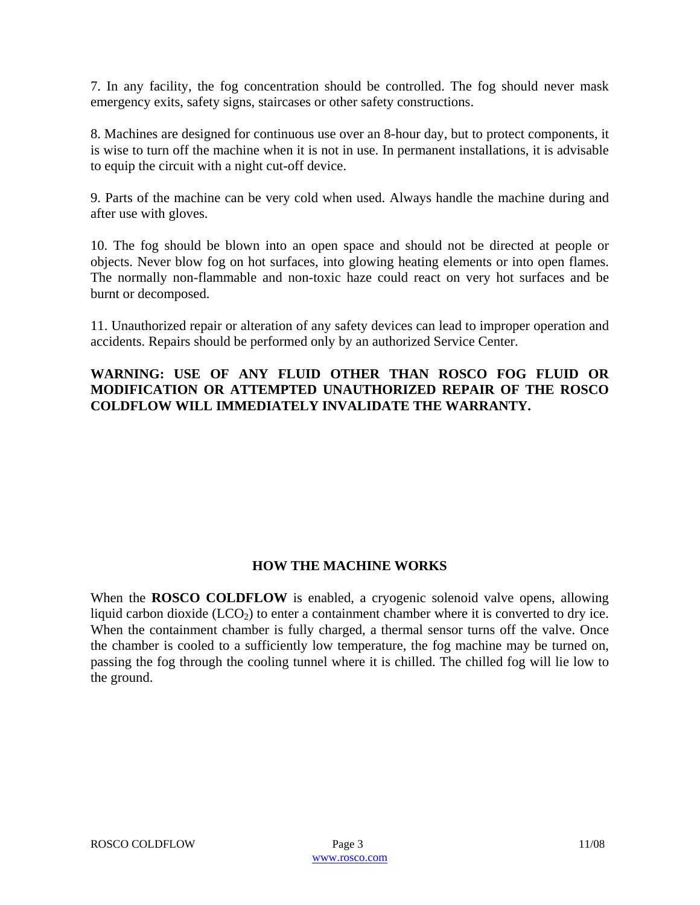7. In any facility, the fog concentration should be controlled. The fog should never mask emergency exits, safety signs, staircases or other safety constructions.

8. Machines are designed for continuous use over an 8-hour day, but to protect components, it is wise to turn off the machine when it is not in use. In permanent installations, it is advisable to equip the circuit with a night cut-off device.

9. Parts of the machine can be very cold when used. Always handle the machine during and after use with gloves.

10. The fog should be blown into an open space and should not be directed at people or objects. Never blow fog on hot surfaces, into glowing heating elements or into open flames. The normally non-flammable and non-toxic haze could react on very hot surfaces and be burnt or decomposed.

11. Unauthorized repair or alteration of any safety devices can lead to improper operation and accidents. Repairs should be performed only by an authorized Service Center.

**WARNING: USE OF ANY FLUID OTHER THAN ROSCO FOG FLUID OR MODIFICATION OR ATTEMPTED UNAUTHORIZED REPAIR OF THE ROSCO COLDFLOW WILL IMMEDIATELY INVALIDATE THE WARRANTY.**

## HOW THE MACHINE WORKS

When the **ROSCO COLDFLOW** is enabled, a cryogenic solenoid valve opens, allowing liquid carbon dioxide ($LCO_2$) to enter a containment chamber where it is converted to dry ice. When the containment chamber is fully charged, a thermal sensor turns off the valve. Once the chamber is cooled to a sufficiently low temperature, the fog machine may be turned on, passing the fog through the cooling tunnel where it is chilled. The chilled fog will lie low to the ground.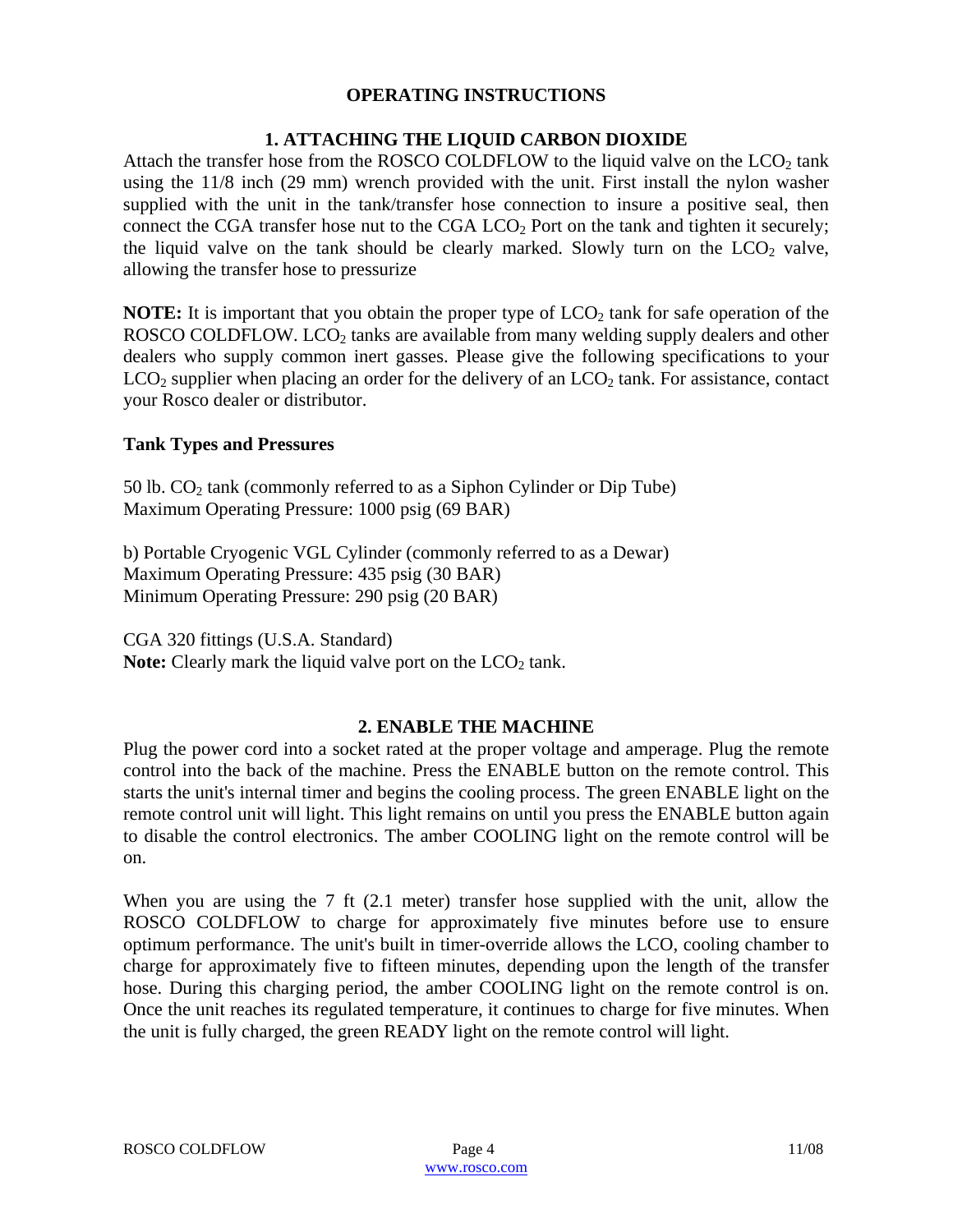## OPERATING INSTRUCTIONS

### 1. ATTACHING THE LIQUID CARBON DIOXIDE

Attach the transfer hose from the ROSCO COLDFLOW to the liquid valve on the $LCO_2$ tank using the 11/8 inch (29 mm) wrench provided with the unit. First install the nylon washer supplied with the unit in the tank/transfer hose connection to insure a positive seal, then connect the CGA transfer hose nut to the CGA $LCO_2$ Port on the tank and tighten it securely; the liquid valve on the tank should be clearly marked. Slowly turn on the $LCO_2$ valve, allowing the transfer hose to pressurize

**NOTE:** It is important that you obtain the proper type of $LCO_2$ tank for safe operation of the ROSCO COLDFLOW. $LCO_2$ tanks are available from many welding supply dealers and other dealers who supply common inert gasses. Please give the following specifications to your $LCO_2$ supplier when placing an order for the delivery of an $LCO_2$ tank. For assistance, contact your Rosco dealer or distributor.

**Tank Types and Pressures**

50 lb. $CO_2$ tank (commonly referred to as a Siphon Cylinder or Dip Tube)
Maximum Operating Pressure: 1000 psig (69 BAR)

b) Portable Cryogenic VGL Cylinder (commonly referred to as a Dewar)
Maximum Operating Pressure: 435 psig (30 BAR)
Minimum Operating Pressure: 290 psig (20 BAR)

CGA 320 fittings (U.S.A. Standard)
**Note:** Clearly mark the liquid valve port on the $LCO_2$ tank.

### 2. ENABLE THE MACHINE

Plug the power cord into a socket rated at the proper voltage and amperage. Plug the remote control into the back of the machine. Press the ENABLE button on the remote control. This starts the unit's internal timer and begins the cooling process. The green ENABLE light on the remote control unit will light. This light remains on until you press the ENABLE button again to disable the control electronics. The amber COOLING light on the remote control will be on.

When you are using the 7 ft (2.1 meter) transfer hose supplied with the unit, allow the ROSCO COLDFLOW to charge for approximately five minutes before use to ensure optimum performance. The unit's built in timer-override allows the LCO, cooling chamber to charge for approximately five to fifteen minutes, depending upon the length of the transfer hose. During this charging period, the amber COOLING light on the remote control is on. Once the unit reaches its regulated temperature, it continues to charge for five minutes. When the unit is fully charged, the green READY light on the remote control will light.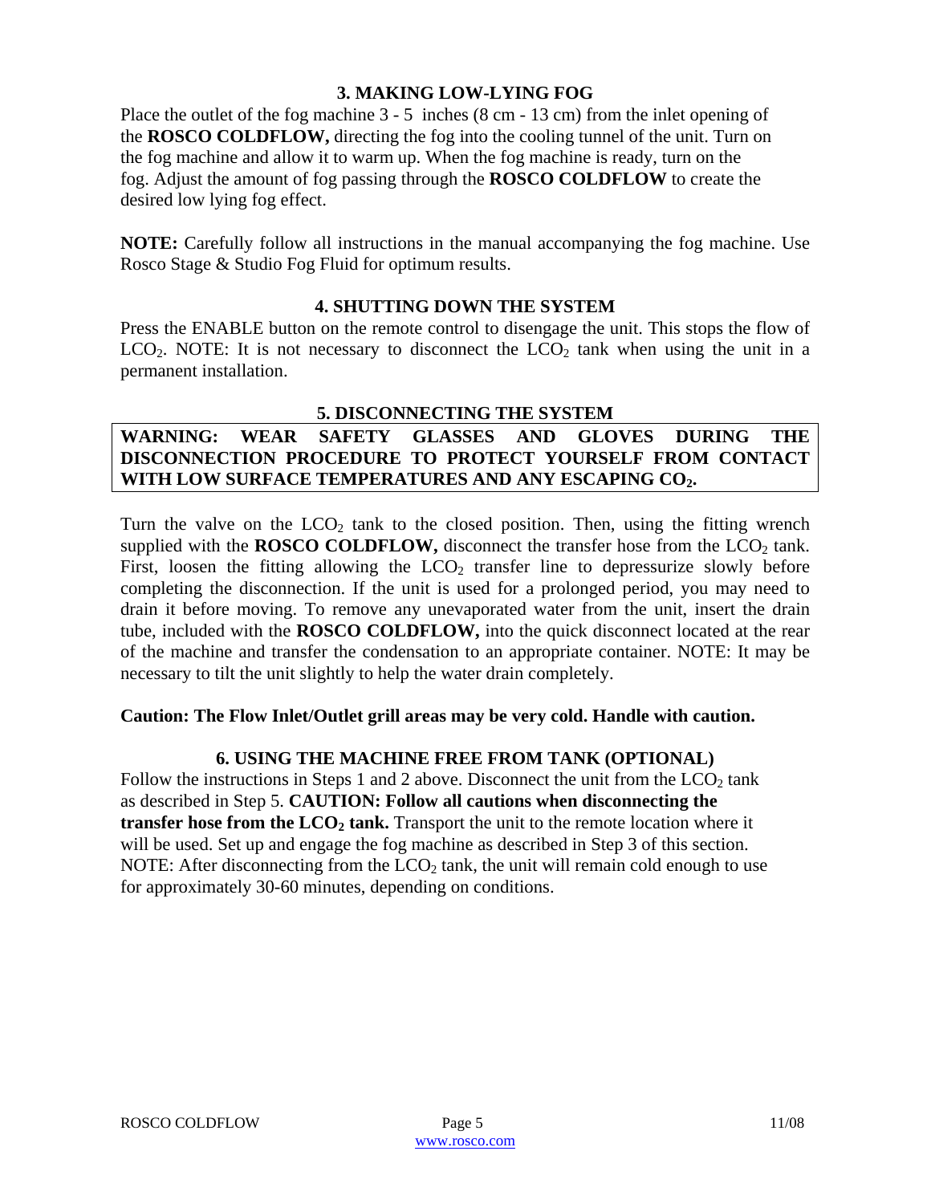## 3. MAKING LOW-LYING FOG

Place the outlet of the fog machine 3 - 5 inches (8 cm - 13 cm) from the inlet opening of the **ROSCO COLDFLOW,** directing the fog into the cooling tunnel of the unit. Turn on the fog machine and allow it to warm up. When the fog machine is ready, turn on the fog. Adjust the amount of fog passing through the **ROSCO COLDFLOW** to create the desired low lying fog effect.

**NOTE:** Carefully follow all instructions in the manual accompanying the fog machine. Use Rosco Stage & Studio Fog Fluid for optimum results.

## 4. SHUTTING DOWN THE SYSTEM

Press the ENABLE button on the remote control to disengage the unit. This stops the flow of $LCO_2$. NOTE: It is not necessary to disconnect the $LCO_2$ tank when using the unit in a permanent installation.

## 5. DISCONNECTING THE SYSTEM

**WARNING: WEAR SAFETY GLASSES AND GLOVES DURING THE DISCONNECTION PROCEDURE TO PROTECT YOURSELF FROM CONTACT WITH LOW SURFACE TEMPERATURES AND ANY ESCAPING $CO_2$.**

Turn the valve on the $LCO_2$ tank to the closed position. Then, using the fitting wrench supplied with the **ROSCO COLDFLOW,** disconnect the transfer hose from the $LCO_2$ tank. First, loosen the fitting allowing the $LCO_2$ transfer line to depressurize slowly before completing the disconnection. If the unit is used for a prolonged period, you may need to drain it before moving. To remove any unevaporated water from the unit, insert the drain tube, included with the **ROSCO COLDFLOW,** into the quick disconnect located at the rear of the machine and transfer the condensation to an appropriate container. NOTE: It may be necessary to tilt the unit slightly to help the water drain completely.

**Caution: The Flow Inlet/Outlet grill areas may be very cold. Handle with caution.**

## 6. USING THE MACHINE FREE FROM TANK (OPTIONAL)

Follow the instructions in Steps 1 and 2 above. Disconnect the unit from the $LCO_2$ tank as described in Step 5. **CAUTION: Follow all cautions when disconnecting the transfer hose from the $LCO_2$ tank.** Transport the unit to the remote location where it will be used. Set up and engage the fog machine as described in Step 3 of this section. NOTE: After disconnecting from the $LCO_2$ tank, the unit will remain cold enough to use for approximately 30-60 minutes, depending on conditions.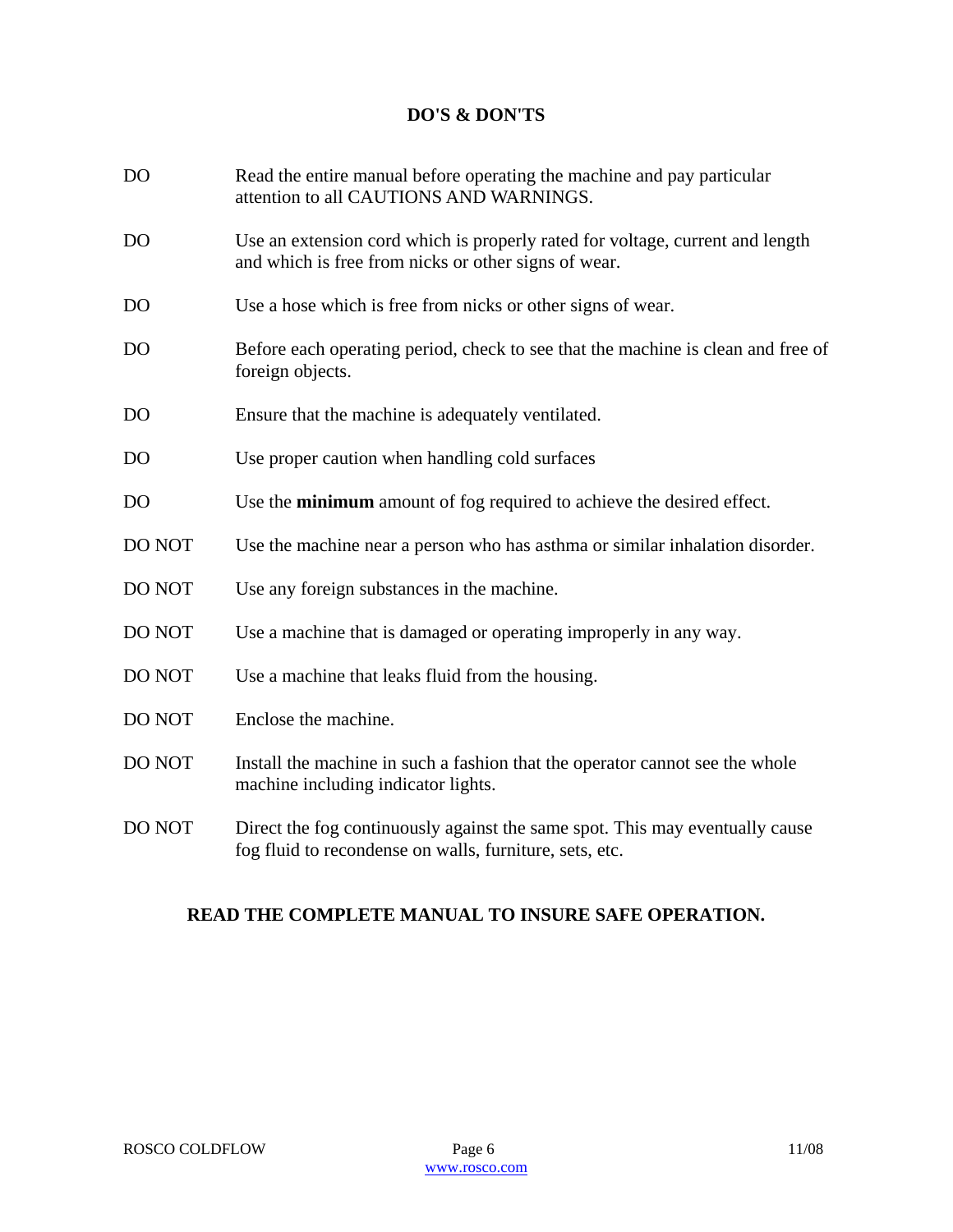## DO'S & DON'TS

| | |
|---|---|
| DO | Read the entire manual before operating the machine and pay particular attention to all CAUTIONS AND WARNINGS. |
| DO | Use an extension cord which is properly rated for voltage, current and length and which is free from nicks or other signs of wear. |
| DO | Use a hose which is free from nicks or other signs of wear. |
| DO | Before each operating period, check to see that the machine is clean and free of foreign objects. |
| DO | Ensure that the machine is adequately ventilated. |
| DO | Use proper caution when handling cold surfaces |
| DO | Use the **minimum** amount of fog required to achieve the desired effect. |
| DO NOT | Use the machine near a person who has asthma or similar inhalation disorder. |
| DO NOT | Use any foreign substances in the machine. |
| DO NOT | Use a machine that is damaged or operating improperly in any way. |
| DO NOT | Use a machine that leaks fluid from the housing. |
| DO NOT | Enclose the machine. |
| DO NOT | Install the machine in such a fashion that the operator cannot see the whole machine including indicator lights. |
| DO NOT | Direct the fog continuously against the same spot. This may eventually cause fog fluid to recondense on walls, furniture, sets, etc. |

**READ THE COMPLETE MANUAL TO INSURE SAFE OPERATION.**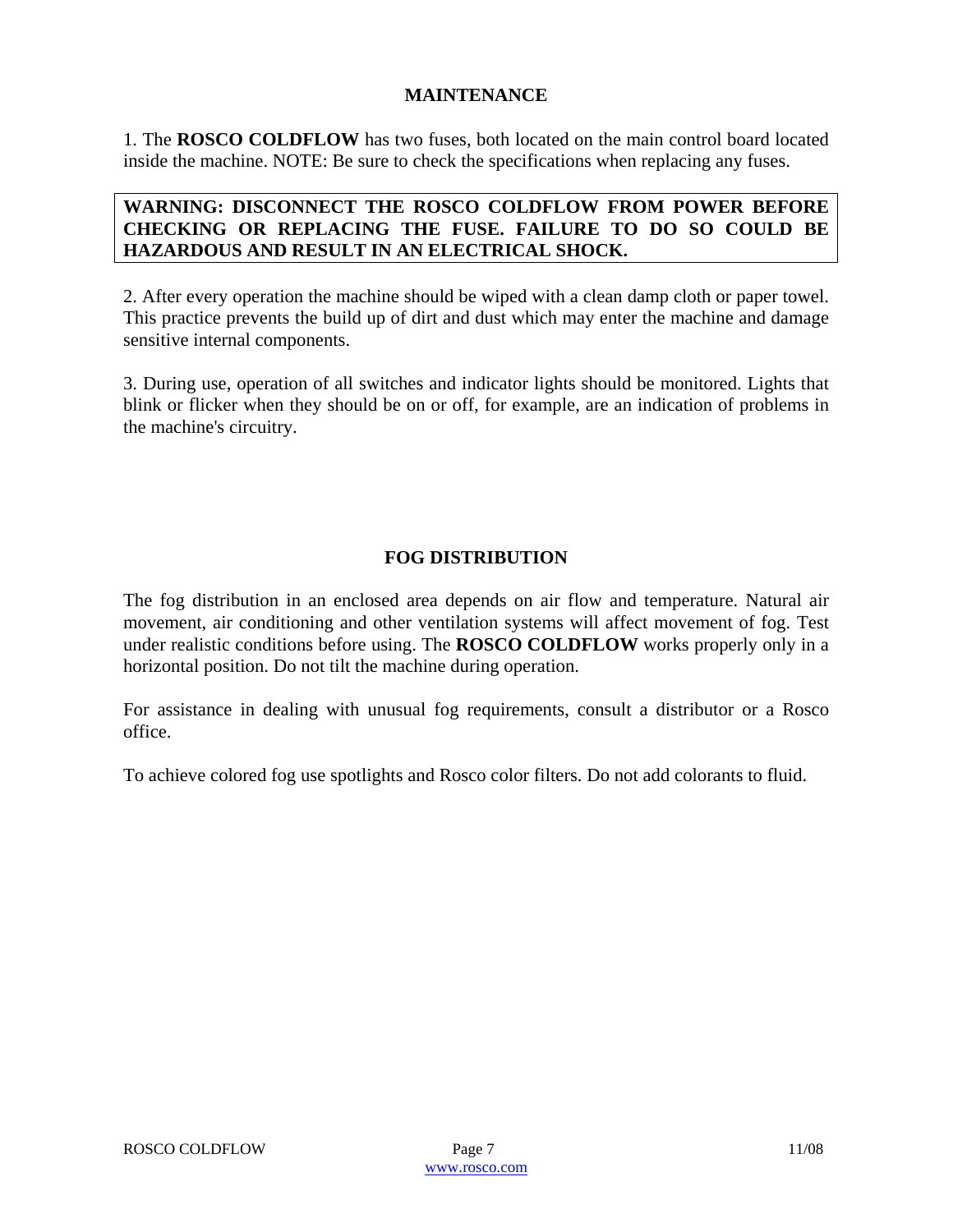## MAINTENANCE

1. The **ROSCO COLDFLOW** has two fuses, both located on the main control board located inside the machine. NOTE: Be sure to check the specifications when replacing any fuses.

**WARNING: DISCONNECT THE ROSCO COLDFLOW FROM POWER BEFORE CHECKING OR REPLACING THE FUSE. FAILURE TO DO SO COULD BE HAZARDOUS AND RESULT IN AN ELECTRICAL SHOCK.**

2. After every operation the machine should be wiped with a clean damp cloth or paper towel. This practice prevents the build up of dirt and dust which may enter the machine and damage sensitive internal components.

3. During use, operation of all switches and indicator lights should be monitored. Lights that blink or flicker when they should be on or off, for example, are an indication of problems in the machine's circuitry.

## FOG DISTRIBUTION

The fog distribution in an enclosed area depends on air flow and temperature. Natural air movement, air conditioning and other ventilation systems will affect movement of fog. Test under realistic conditions before using. The **ROSCO COLDFLOW** works properly only in a horizontal position. Do not tilt the machine during operation.

For assistance in dealing with unusual fog requirements, consult a distributor or a Rosco office.

To achieve colored fog use spotlights and Rosco color filters. Do not add colorants to fluid.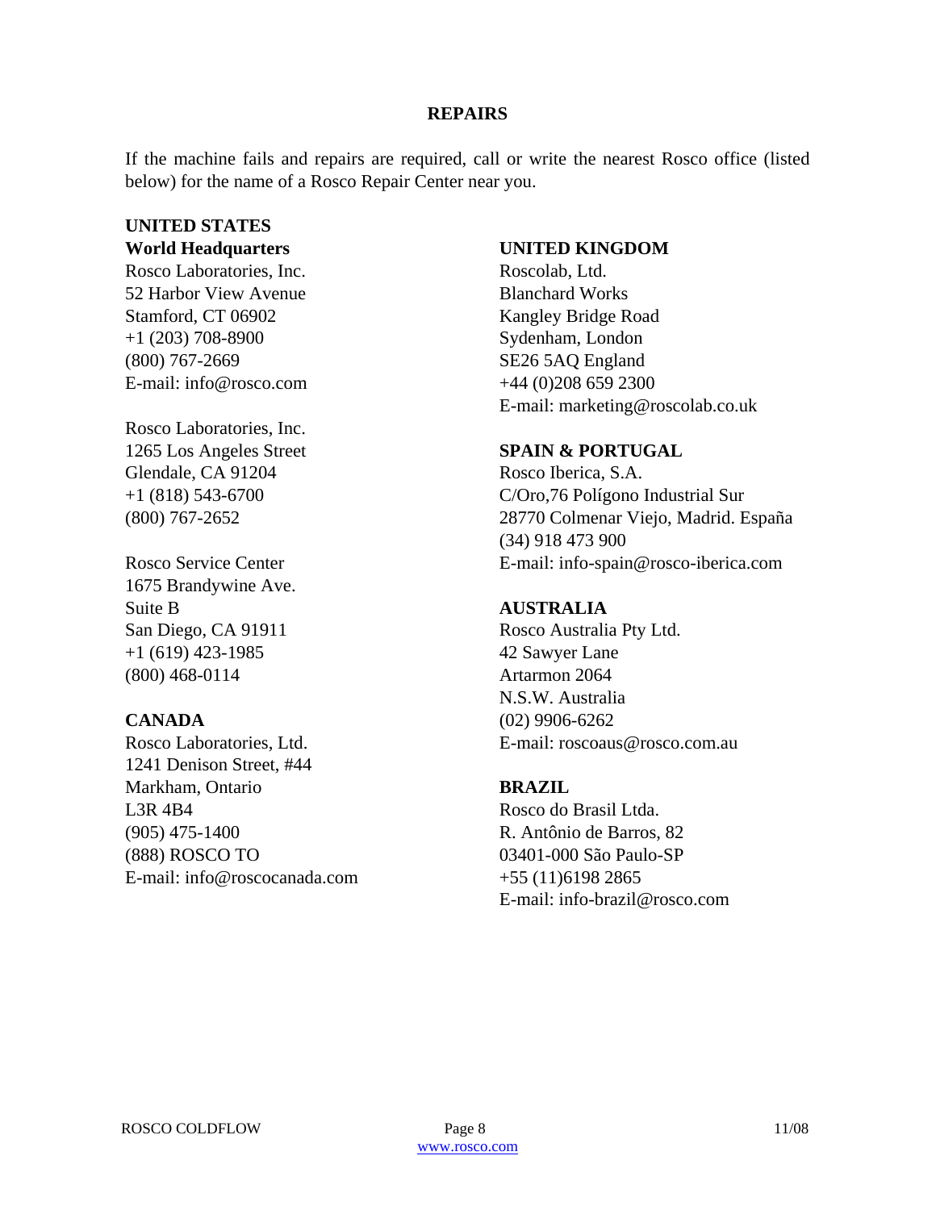## REPAIRS

If the machine fails and repairs are required, call or write the nearest Rosco office (listed below) for the name of a Rosco Repair Center near you.

**UNITED STATES**
**World Headquarters**
Rosco Laboratories, Inc.
52 Harbor View Avenue
Stamford, CT 06902
+1 (203) 708-8900
(800) 767-2669
E-mail: info@rosco.com

Rosco Laboratories, Inc.
1265 Los Angeles Street
Glendale, CA 91204
+1 (818) 543-6700
(800) 767-2652

Rosco Service Center
1675 Brandywine Ave.
Suite B
San Diego, CA 91911
+1 (619) 423-1985
(800) 468-0114

**CANADA**
Rosco Laboratories, Ltd.
1241 Denison Street, #44
Markham, Ontario
L3R 4B4
(905) 475-1400
(888) ROSCO TO
E-mail: info@roscocanada.com

**UNITED KINGDOM**
Roscolab, Ltd.
Blanchard Works
Kangley Bridge Road
Sydenham, London
SE26 5AQ England
+44 (0)208 659 2300
E-mail: marketing@roscolab.co.uk

**SPAIN & PORTUGAL**
Rosco Iberica, S.A.
C/Oro,76 Polígono Industrial Sur
28770 Colmenar Viejo, Madrid. España
(34) 918 473 900
E-mail: info-spain@rosco-iberica.com

**AUSTRALIA**
Rosco Australia Pty Ltd.
42 Sawyer Lane
Artarmon 2064
N.S.W. Australia
(02) 9906-6262
E-mail: roscoaus@rosco.com.au

**BRAZIL**
Rosco do Brasil Ltda.
R. Antônio de Barros, 82
03401-000 São Paulo-SP
+55 (11)6198 2865
E-mail: info-brazil@rosco.com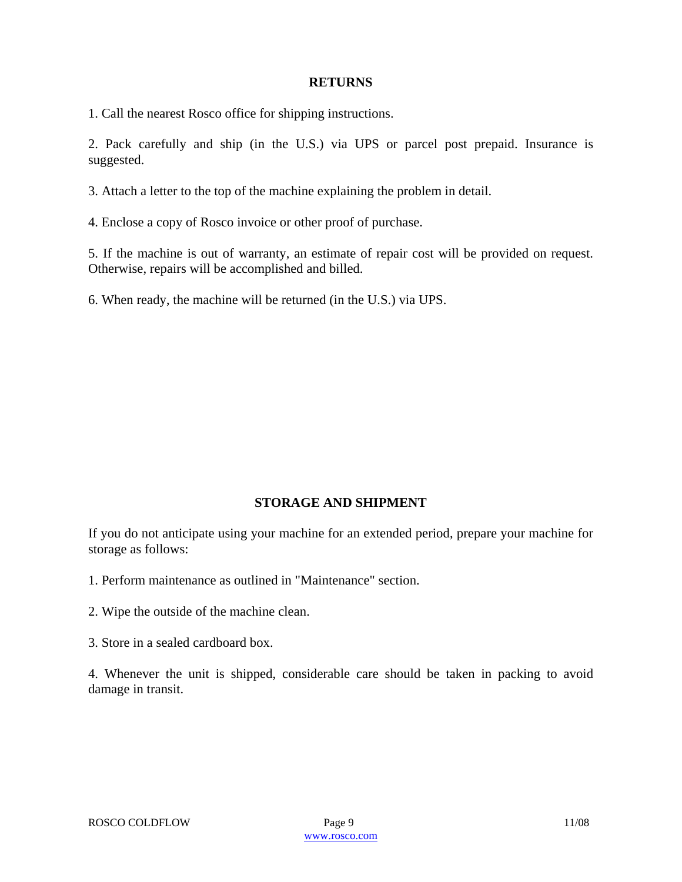## RETURNS

1. Call the nearest Rosco office for shipping instructions.

2. Pack carefully and ship (in the U.S.) via UPS or parcel post prepaid. Insurance is suggested.

3. Attach a letter to the top of the machine explaining the problem in detail.

4. Enclose a copy of Rosco invoice or other proof of purchase.

5. If the machine is out of warranty, an estimate of repair cost will be provided on request. Otherwise, repairs will be accomplished and billed.

6. When ready, the machine will be returned (in the U.S.) via UPS.

## STORAGE AND SHIPMENT

If you do not anticipate using your machine for an extended period, prepare your machine for storage as follows:

1. Perform maintenance as outlined in "Maintenance" section.

2. Wipe the outside of the machine clean.

3. Store in a sealed cardboard box.

4. Whenever the unit is shipped, considerable care should be taken in packing to avoid damage in transit.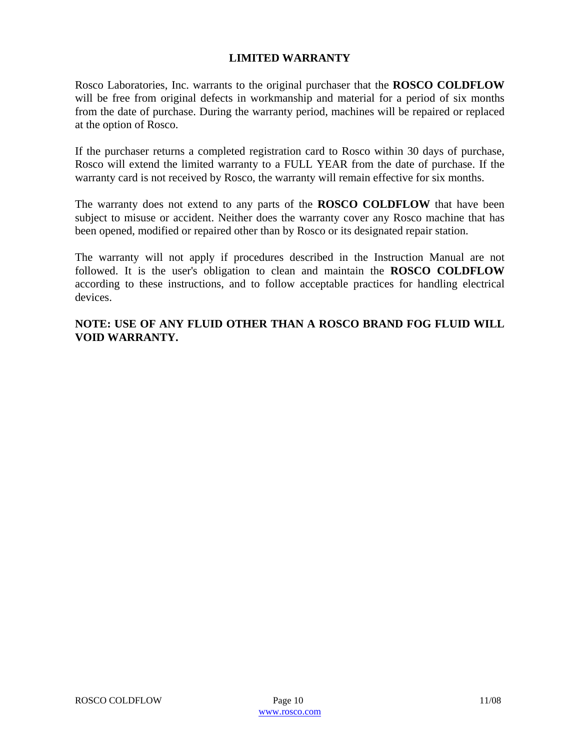## LIMITED WARRANTY

Rosco Laboratories, Inc. warrants to the original purchaser that the **ROSCO COLDFLOW** will be free from original defects in workmanship and material for a period of six months from the date of purchase. During the warranty period, machines will be repaired or replaced at the option of Rosco.

If the purchaser returns a completed registration card to Rosco within 30 days of purchase, Rosco will extend the limited warranty to a FULL YEAR from the date of purchase. If the warranty card is not received by Rosco, the warranty will remain effective for six months.

The warranty does not extend to any parts of the **ROSCO COLDFLOW** that have been subject to misuse or accident. Neither does the warranty cover any Rosco machine that has been opened, modified or repaired other than by Rosco or its designated repair station.

The warranty will not apply if procedures described in the Instruction Manual are not followed. It is the user's obligation to clean and maintain the **ROSCO COLDFLOW** according to these instructions, and to follow acceptable practices for handling electrical devices.

**NOTE: USE OF ANY FLUID OTHER THAN A ROSCO BRAND FOG FLUID WILL VOID WARRANTY.**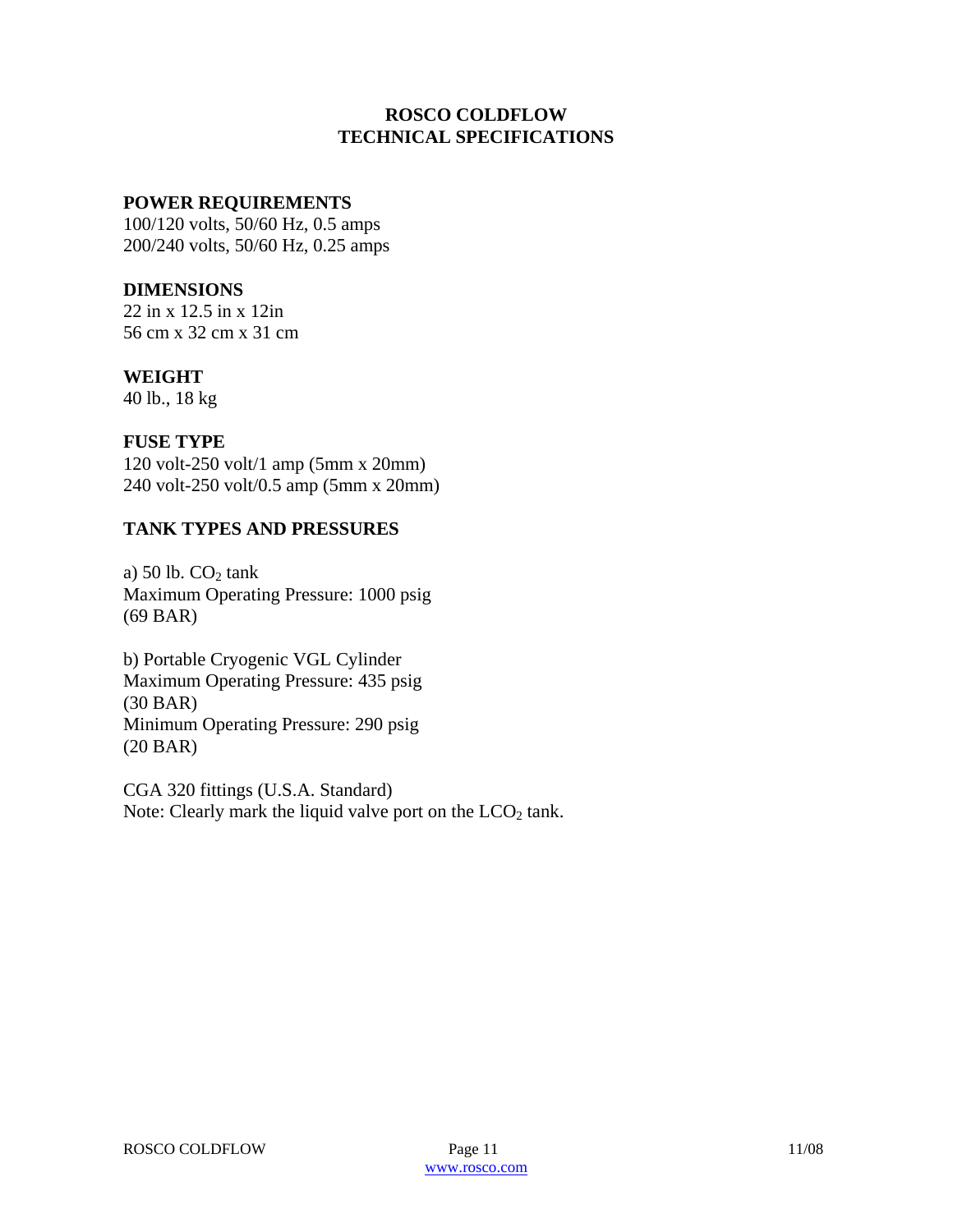# ROSCO COLDFLOW
# TECHNICAL SPECIFICATIONS

## POWER REQUIREMENTS

100/120 volts, 50/60 Hz, 0.5 amps
200/240 volts, 50/60 Hz, 0.25 amps

## DIMENSIONS

22 in x 12.5 in x 12in
56 cm x 32 cm x 31 cm

## WEIGHT

40 lb., 18 kg

## FUSE TYPE

120 volt-250 volt/1 amp (5mm x 20mm)
240 volt-250 volt/0.5 amp (5mm x 20mm)

## TANK TYPES AND PRESSURES

a) 50 lb. $CO_2$ tank
Maximum Operating Pressure: 1000 psig
(69 BAR)

b) Portable Cryogenic VGL Cylinder
Maximum Operating Pressure: 435 psig
(30 BAR)
Minimum Operating Pressure: 290 psig
(20 BAR)

CGA 320 fittings (U.S.A. Standard)
Note: Clearly mark the liquid valve port on the $LCO_2$ tank.